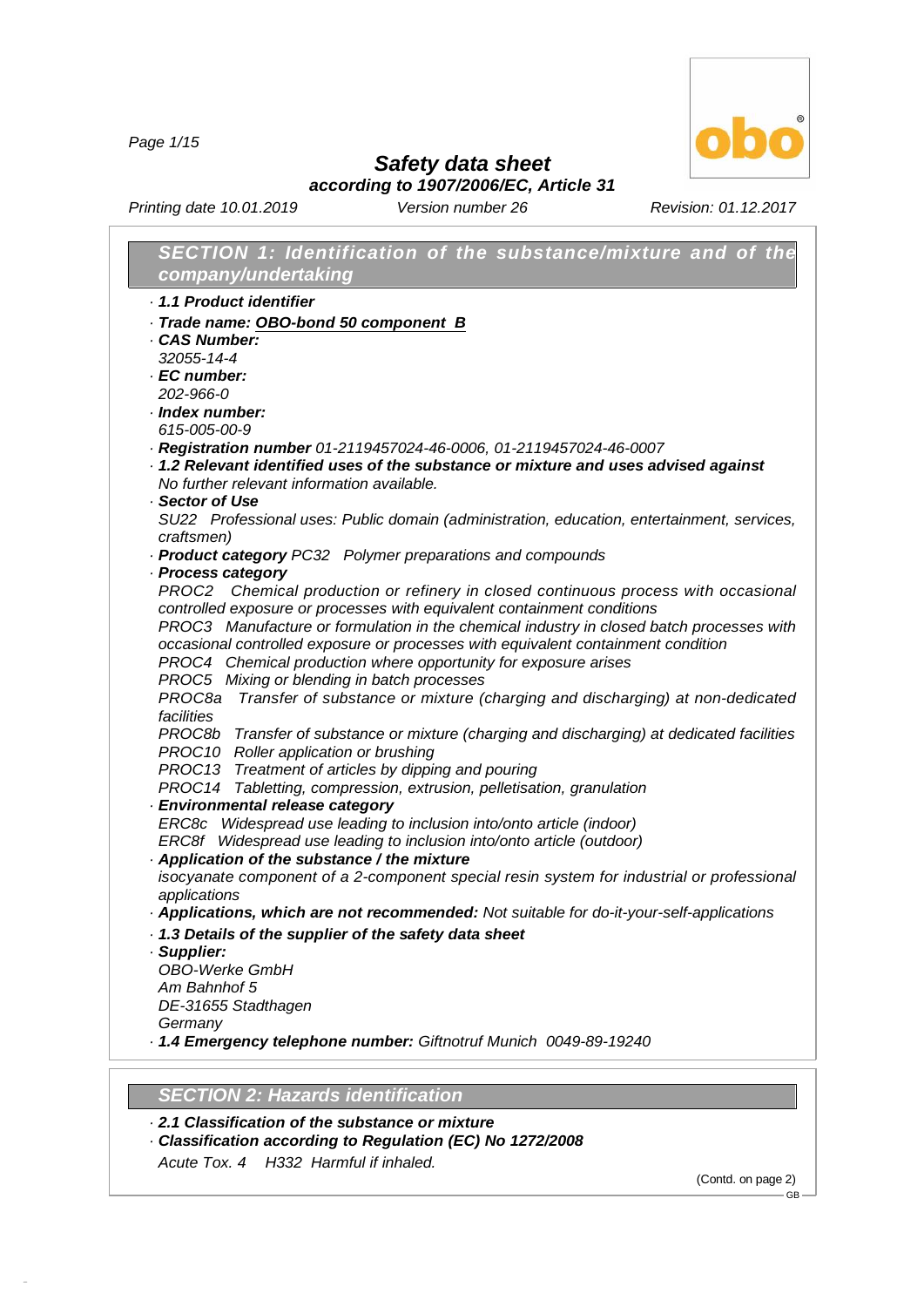# Safety data sheet

*according to 1907/2006/EC, Article 31*

*Printing date 10.01.2019* *Version number 26* *Revision: 01.12.2017*

## SECTION 1: Identification of the substance/mixture and of the company/undertaking

- **1.1 Product identifier**
- **Trade name: OBO-bond 50 component B**
- **CAS Number:**
  32055-14-4
- **EC number:**
  202-966-0
- **Index number:**
  615-005-00-9
- **Registration number** 01-2119457024-46-0006, 01-2119457024-46-0007
- **1.2 Relevant identified uses of the substance or mixture and uses advised against**
  No further relevant information available.
- **Sector of Use**
  SU22 Professional uses: Public domain (administration, education, entertainment, services, craftsmen)
- **Product category** PC32 Polymer preparations and compounds
- **Process category**
  PROC2 Chemical production or refinery in closed continuous process with occasional controlled exposure or processes with equivalent containment conditions
  PROC3 Manufacture or formulation in the chemical industry in closed batch processes with occasional controlled exposure or processes with equivalent containment condition
  PROC4 Chemical production where opportunity for exposure arises
  PROC5 Mixing or blending in batch processes
  PROC8a Transfer of substance or mixture (charging and discharging) at non-dedicated facilities
  PROC8b Transfer of substance or mixture (charging and discharging) at dedicated facilities
  PROC10 Roller application or brushing
  PROC13 Treatment of articles by dipping and pouring
  PROC14 Tabletting, compression, extrusion, pelletisation, granulation
- **Environmental release category**
  ERC8c Widespread use leading to inclusion into/onto article (indoor)
  ERC8f Widespread use leading to inclusion into/onto article (outdoor)
- **Application of the substance / the mixture**
  isocyanate component of a 2-component special resin system for industrial or professional applications
- **Applications, which are not recommended:** Not suitable for do-it-your-self-applications
- **1.3 Details of the supplier of the safety data sheet**
- **Supplier:**
  OBO-Werke GmbH
  Am Bahnhof 5
  DE-31655 Stadthagen
  Germany
- **1.4 Emergency telephone number:** Giftnotruf Munich 0049-89-19240

## SECTION 2: Hazards identification

- **2.1 Classification of the substance or mixture**
- **Classification according to Regulation (EC) No 1272/2008**
  Acute Tox. 4 H332 Harmful if inhaled.

(Contd. on page 2)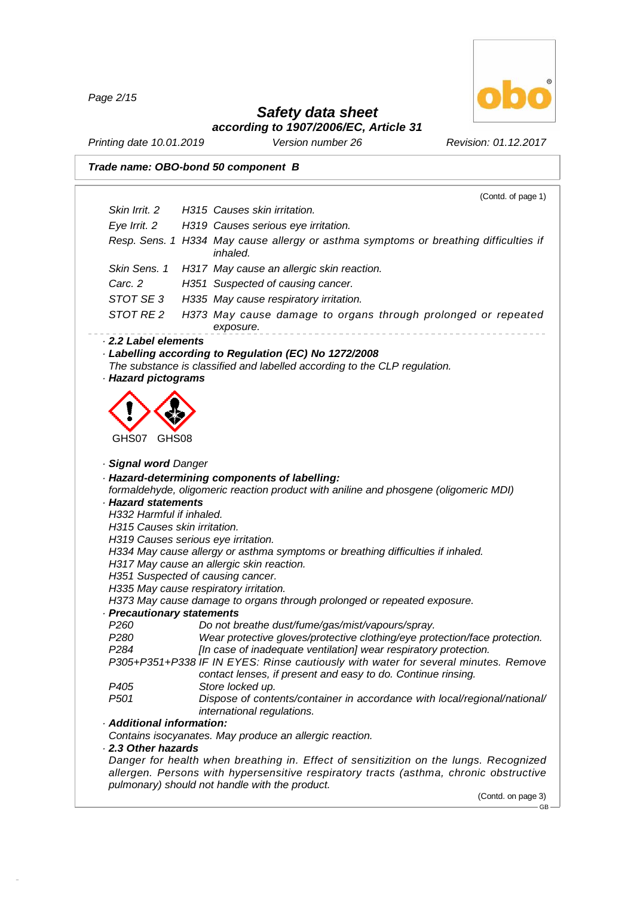**Safety data sheet**
**according to 1907/2006/EC, Article 31**

Printing date 10.01.2019 Version number 26 Revision: 01.12.2017

**Trade name: OBO-bond 50 component B**

(Contd. of page 1)

| | |
|---|---|
| Skin Irrit. 2 | H315 Causes skin irritation. |
| Eye Irrit. 2 | H319 Causes serious eye irritation. |
| Resp. Sens. 1 | H334 May cause allergy or asthma symptoms or breathing difficulties if inhaled. |
| Skin Sens. 1 | H317 May cause an allergic skin reaction. |
| Carc. 2 | H351 Suspected of causing cancer. |
| STOT SE 3 | H335 May cause respiratory irritation. |
| STOT RE 2 | H373 May cause damage to organs through prolonged or repeated exposure. |

· **2.2 Label elements**

· **Labelling according to Regulation (EC) No 1272/2008**
The substance is classified and labelled according to the CLP regulation.

· **Hazard pictograms**

GHS07 GHS08

· **Signal word** Danger

· **Hazard-determining components of labelling:**
formaldehyde, oligomeric reaction product with aniline and phosgene (oligomeric MDI)

· **Hazard statements**
H332 Harmful if inhaled.
H315 Causes skin irritation.
H319 Causes serious eye irritation.
H334 May cause allergy or asthma symptoms or breathing difficulties if inhaled.
H317 May cause an allergic skin reaction.
H351 Suspected of causing cancer.
H335 May cause respiratory irritation.
H373 May cause damage to organs through prolonged or repeated exposure.

· **Precautionary statements**

| | |
|---|---|
| P260 | Do not breathe dust/fume/gas/mist/vapours/spray. |
| P280 | Wear protective gloves/protective clothing/eye protection/face protection. |
| P284 | [In case of inadequate ventilation] wear respiratory protection. |
| P305+P351+P338 | IF IN EYES: Rinse cautiously with water for several minutes. Remove contact lenses, if present and easy to do. Continue rinsing. |
| P405 | Store locked up. |
| P501 | Dispose of contents/container in accordance with local/regional/national/ international regulations. |

· **Additional information:**
Contains isocyanates. May produce an allergic reaction.

· **2.3 Other hazards**
Danger for health when breathing in. Effect of sensitizition on the lungs. Recognized allergen. Persons with hypersensitive respiratory tracts (asthma, chronic obstructive pulmonary) should not handle with the product.

(Contd. on page 3)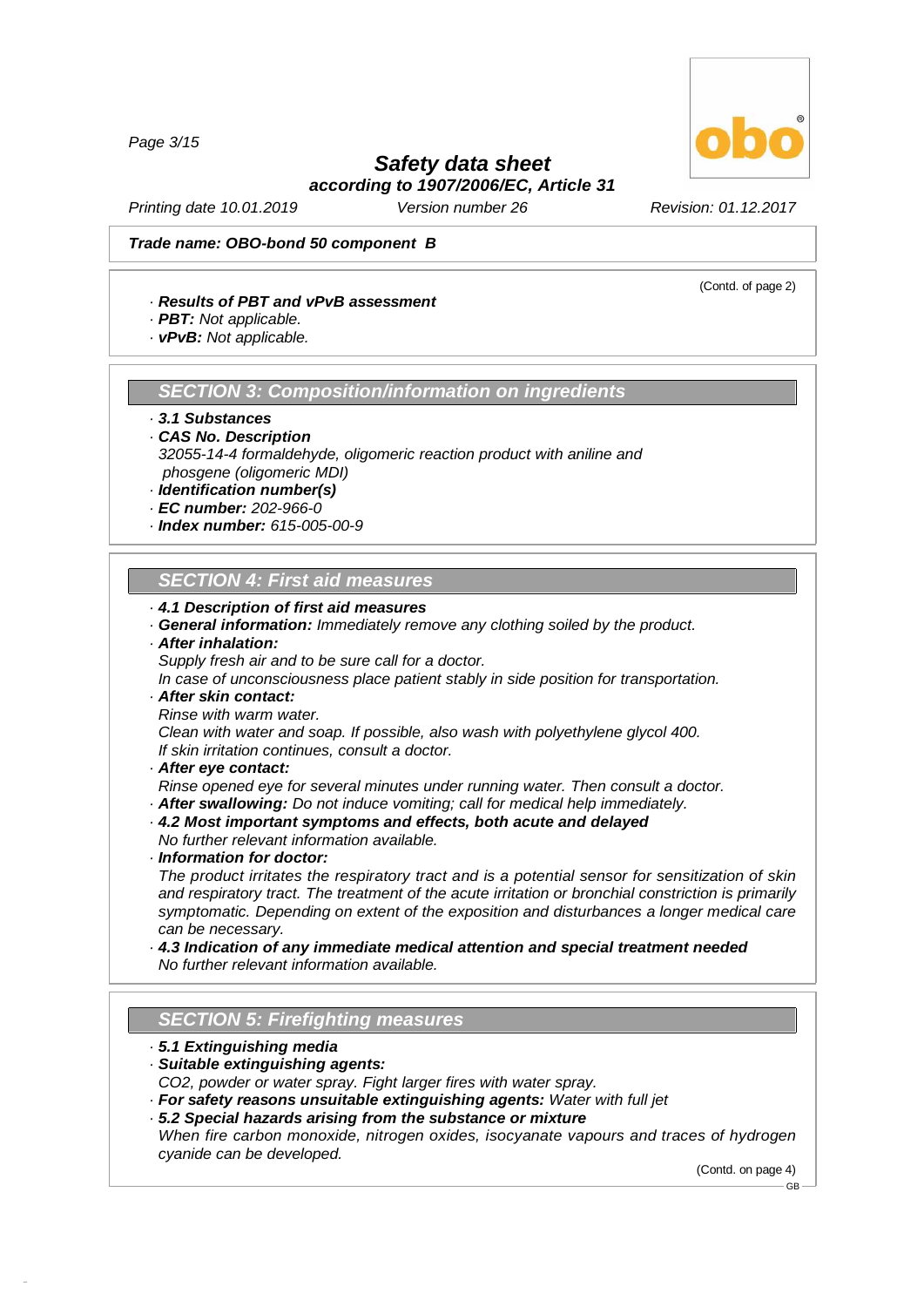(Contd. of page 2)

· **Results of PBT and vPvB assessment**
· **PBT:** Not applicable.
· **vPvB:** Not applicable.

## SECTION 3: Composition/information on ingredients

· **3.1 Substances**
· **CAS No. Description**
32055-14-4 formaldehyde, oligomeric reaction product with aniline and phosgene (oligomeric MDI)
· **Identification number(s)**
· **EC number:** 202-966-0
· **Index number:** 615-005-00-9

## SECTION 4: First aid measures

· **4.1 Description of first aid measures**
· **General information:** Immediately remove any clothing soiled by the product.
· **After inhalation:**
Supply fresh air and to be sure call for a doctor.
In case of unconsciousness place patient stably in side position for transportation.
· **After skin contact:**
Rinse with warm water.
Clean with water and soap. If possible, also wash with polyethylene glycol 400.
If skin irritation continues, consult a doctor.
· **After eye contact:**
Rinse opened eye for several minutes under running water. Then consult a doctor.
· **After swallowing:** Do not induce vomiting; call for medical help immediately.
· **4.2 Most important symptoms and effects, both acute and delayed**
No further relevant information available.
· **Information for doctor:**
The product irritates the respiratory tract and is a potential sensor for sensitization of skin and respiratory tract. The treatment of the acute irritation or bronchial constriction is primarily symptomatic. Depending on extent of the exposition and disturbances a longer medical care can be necessary.
· **4.3 Indication of any immediate medical attention and special treatment needed**
No further relevant information available.

## SECTION 5: Firefighting measures

· **5.1 Extinguishing media**
· **Suitable extinguishing agents:**
$CO_2$, powder or water spray. Fight larger fires with water spray.
· **For safety reasons unsuitable extinguishing agents:** Water with full jet
· **5.2 Special hazards arising from the substance or mixture**
When fire carbon monoxide, nitrogen oxides, isocyanate vapours and traces of hydrogen cyanide can be developed.

(Contd. on page 4)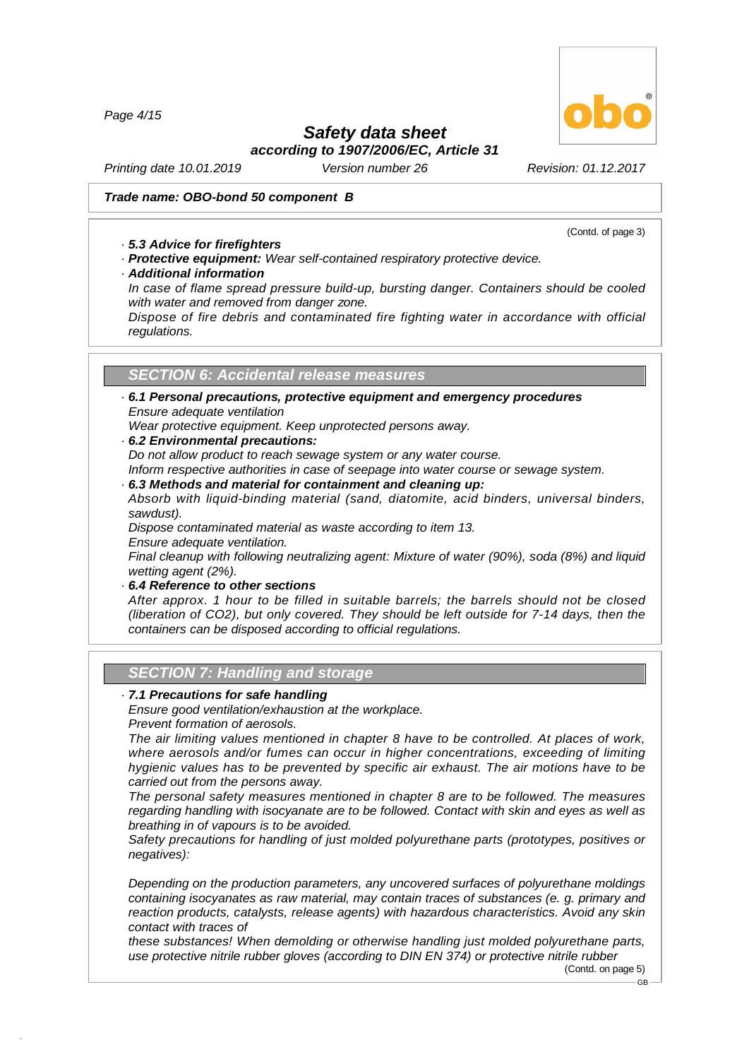**Safety data sheet**

***according to 1907/2006/EC, Article 31***

*Printing date 10.01.2019* *Version number 26* *Revision: 01.12.2017*

***Trade name: OBO-bond 50 component B***

(Contd. of page 3)

· ***5.3 Advice for firefighters***

· ***Protective equipment:*** *Wear self-contained respiratory protective device.*

· ***Additional information***

*In case of flame spread pressure build-up, bursting danger. Containers should be cooled with water and removed from danger zone.*

*Dispose of fire debris and contaminated fire fighting water in accordance with official regulations.*

## *SECTION 6: Accidental release measures*

· ***6.1 Personal precautions, protective equipment and emergency procedures***

*Ensure adequate ventilation*

*Wear protective equipment. Keep unprotected persons away.*

· ***6.2 Environmental precautions:***

*Do not allow product to reach sewage system or any water course.*

*Inform respective authorities in case of seepage into water course or sewage system.*

· ***6.3 Methods and material for containment and cleaning up:***

*Absorb with liquid-binding material (sand, diatomite, acid binders, universal binders, sawdust).*

*Dispose contaminated material as waste according to item 13.*

*Ensure adequate ventilation.*

*Final cleanup with following neutralizing agent: Mixture of water (90%), soda (8%) and liquid wetting agent (2%).*

· ***6.4 Reference to other sections***

*After approx. 1 hour to be filled in suitable barrels; the barrels should not be closed (liberation of $CO_2$), but only covered. They should be left outside for 7-14 days, then the containers can be disposed according to official regulations.*

## *SECTION 7: Handling and storage*

· ***7.1 Precautions for safe handling***

*Ensure good ventilation/exhaustion at the workplace.*

*Prevent formation of aerosols.*

*The air limiting values mentioned in chapter 8 have to be controlled. At places of work, where aerosols and/or fumes can occur in higher concentrations, exceeding of limiting hygienic values has to be prevented by specific air exhaust. The air motions have to be carried out from the persons away.*

*The personal safety measures mentioned in chapter 8 are to be followed. The measures regarding handling with isocyanate are to be followed. Contact with skin and eyes as well as breathing in of vapours is to be avoided.*

*Safety precautions for handling of just molded polyurethane parts (prototypes, positives or negatives):*

*Depending on the production parameters, any uncovered surfaces of polyurethane moldings containing isocyanates as raw material, may contain traces of substances (e. g. primary and reaction products, catalysts, release agents) with hazardous characteristics. Avoid any skin contact with traces of*

*these substances! When demolding or otherwise handling just molded polyurethane parts, use protective nitrile rubber gloves (according to DIN EN 374) or protective nitrile rubber*

(Contd. on page 5)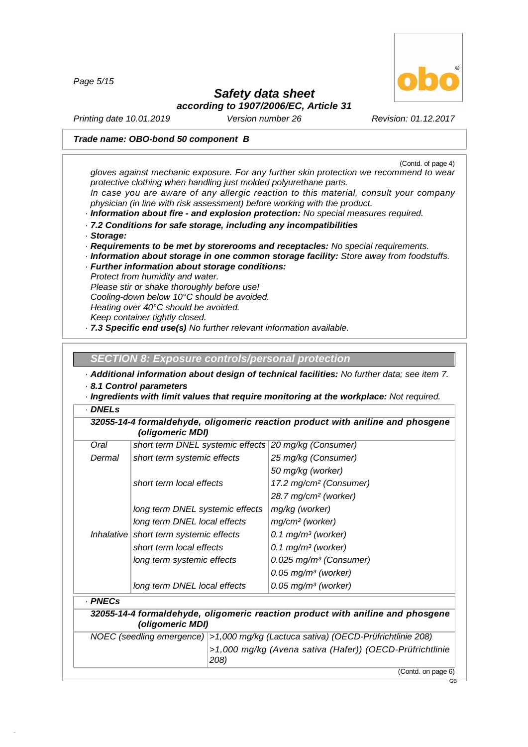*Safety data sheet*
*according to 1907/2006/EC, Article 31*

*Printing date 10.01.2019* *Version number 26* *Revision: 01.12.2017*

***Trade name: OBO-bond 50 component B***

(Contd. of page 4)

*gloves against mechanic exposure. For any further skin protection we recommend to wear protective clothing when handling just molded polyurethane parts.*
*In case you are aware of any allergic reaction to this material, consult your company physician (in line with risk assessment) before working with the product.*

· ***Information about fire - and explosion protection:*** *No special measures required.*
· ***7.2 Conditions for safe storage, including any incompatibilities***
· ***Storage:***
· ***Requirements to be met by storerooms and receptacles:*** *No special requirements.*
· ***Information about storage in one common storage facility:*** *Store away from foodstuffs.*
· ***Further information about storage conditions:***
*Protect from humidity and water.*
*Please stir or shake thoroughly before use!*
*Cooling-down below 10°C should be avoided.*
*Heating over 40°C should be avoided.*
*Keep container tightly closed.*
· ***7.3 Specific end use(s)*** *No further relevant information available.*

## *SECTION 8: Exposure controls/personal protection*

· ***Additional information about design of technical facilities:*** *No further data; see item 7.*
· ***8.1 Control parameters***
· ***Ingredients with limit values that require monitoring at the workplace:*** *Not required.*
· ***DNELs***

| ***32055-14-4 formaldehyde, oligomeric reaction product with aniline and phosgene (oligomeric MDI)*** | | |
|---|---|---|
| *Oral* | *short term DNEL systemic effects* | *20 mg/kg (Consumer)* |
| *Dermal* | *short term systemic effects* | *25 mg/kg (Consumer)* |
| | | *50 mg/kg (worker)* |
| | *short term local effects* | *17.2 mg/cm² (Consumer)* |
| | | *28.7 mg/cm² (worker)* |
| | *long term DNEL systemic effects* | *mg/kg (worker)* |
| | *long term DNEL local effects* | *mg/cm² (worker)* |
| *Inhalative* | *short term systemic effects* | *0.1 mg/m³ (worker)* |
| | *short term local effects* | *0.1 mg/m³ (worker)* |
| | *long term systemic effects* | *0.025 mg/m³ (Consumer)* |
| | | *0.05 mg/m³ (worker)* |
| | *long term DNEL local effects* | *0.05 mg/m³ (worker)* |

· ***PNECs***

| ***32055-14-4 formaldehyde, oligomeric reaction product with aniline and phosgene (oligomeric MDI)*** | |
|---|---|
| *NOEC (seedling emergence)* | *>1,000 mg/kg (Lactuca sativa) (OECD-Prüfrichtlinie 208)* |
| | *>1,000 mg/kg (Avena sativa (Hafer)) (OECD-Prüfrichtlinie 208)* |

(Contd. on page 6)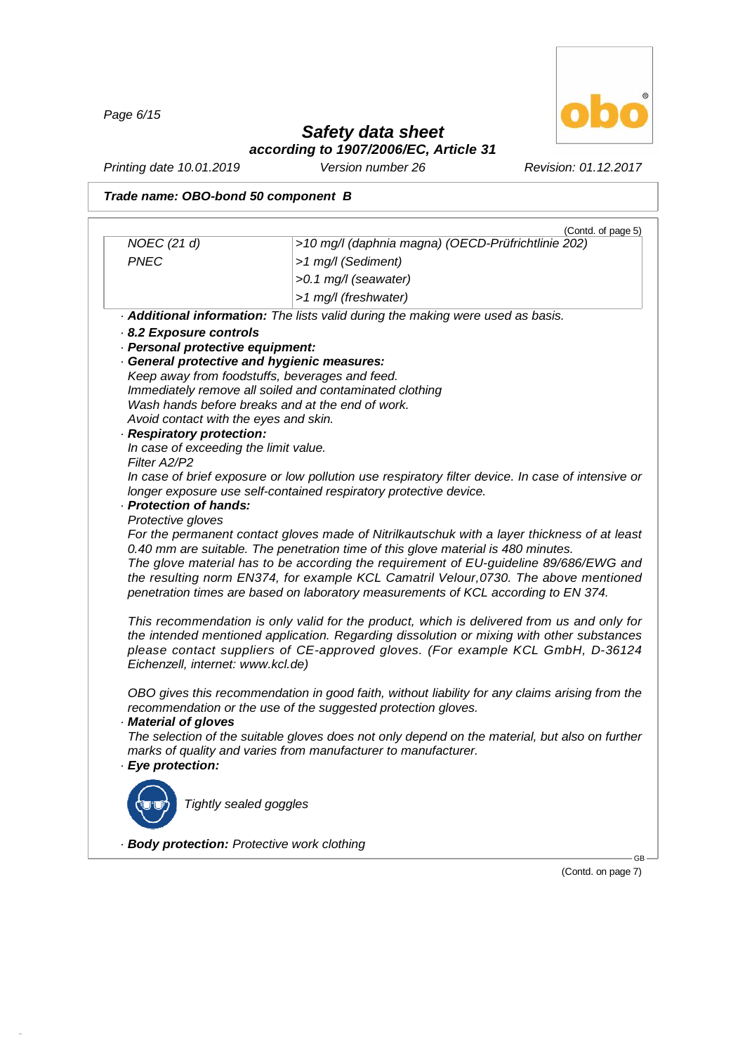**Trade name: OBO-bond 50 component B**

(Contd. of page 5)

| | |
|---|---|
| NOEC (21 d) | >10 mg/l (daphnia magna) (OECD-Prüfrichtlinie 202) |
| PNEC | >1 mg/l (Sediment) |
| | >0.1 mg/l (seawater) |
| | >1 mg/l (freshwater) |

· **Additional information:** The lists valid during the making were used as basis.

· **8.2 Exposure controls**

· **Personal protective equipment:**

· **General protective and hygienic measures:**

Keep away from foodstuffs, beverages and feed.
Immediately remove all soiled and contaminated clothing
Wash hands before breaks and at the end of work.
Avoid contact with the eyes and skin.

· **Respiratory protection:**

In case of exceeding the limit value.
Filter A2/P2
In case of brief exposure or low pollution use respiratory filter device. In case of intensive or longer exposure use self-contained respiratory protective device.

· **Protection of hands:**

Protective gloves
For the permanent contact gloves made of Nitrilkautschuk with a layer thickness of at least 0.40 mm are suitable. The penetration time of this glove material is 480 minutes.
The glove material has to be according the requirement of EU-guideline 89/686/EWG and the resulting norm EN374, for example KCL Camatril Velour,0730. The above mentioned penetration times are based on laboratory measurements of KCL according to EN 374.

This recommendation is only valid for the product, which is delivered from us and only for the intended mentioned application. Regarding dissolution or mixing with other substances please contact suppliers of CE-approved gloves. (For example KCL GmbH, D-36124 Eichenzell, internet: www.kcl.de)

OBO gives this recommendation in good faith, without liability for any claims arising from the recommendation or the use of the suggested protection gloves.

· **Material of gloves**

The selection of the suitable gloves does not only depend on the material, but also on further marks of quality and varies from manufacturer to manufacturer.

· **Eye protection:**

Tightly sealed goggles

· **Body protection:** Protective work clothing

(Contd. on page 7)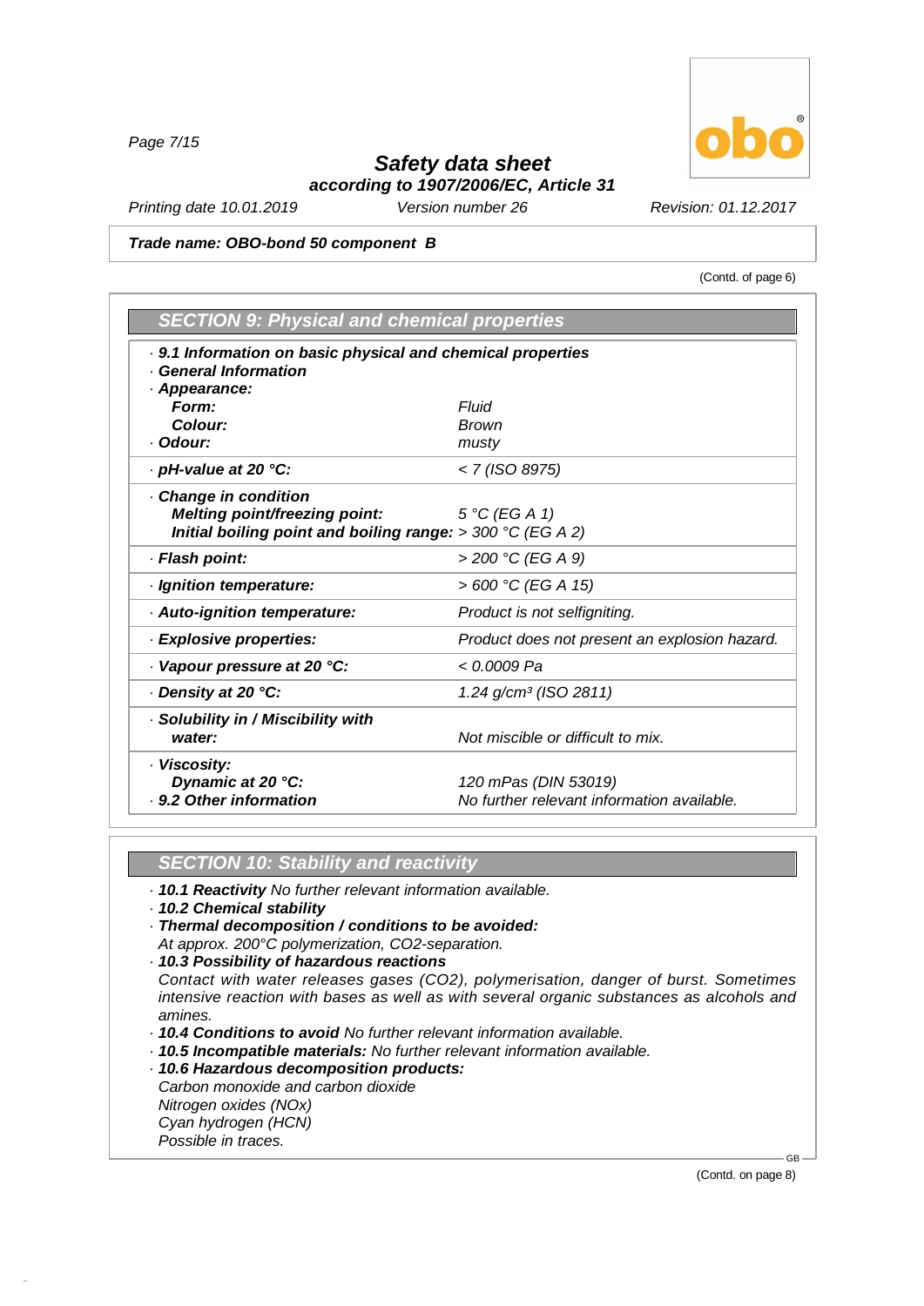# Safety data sheet

**according to 1907/2006/EC, Article 31**

*Printing date 10.01.2019* *Version number 26* *Revision: 01.12.2017*

**Trade name: OBO-bond 50 component B**

(Contd. of page 6)

## SECTION 9: Physical and chemical properties

| | |
|---|---|
| · **9.1 Information on basic physical and chemical properties** | |
| · **General Information** | |
| · **Appearance:** | |
| **Form:** | Fluid |
| **Colour:** | Brown |
| · **Odour:** | musty |
| · **pH-value at 20 °C:** | < 7 (ISO 8975) |
| · **Change in condition** | |
| **Melting point/freezing point:** | 5 °C (EG A 1) |
| **Initial boiling point and boiling range:** | > 300 °C (EG A 2) |
| · **Flash point:** | > 200 °C (EG A 9) |
| · **Ignition temperature:** | > 600 °C (EG A 15) |
| · **Auto-ignition temperature:** | Product is not selfigniting. |
| · **Explosive properties:** | Product does not present an explosion hazard. |
| · **Vapour pressure at 20 °C:** | < 0.0009 Pa |
| · **Density at 20 °C:** | 1.24 g/cm³ (ISO 2811) |
| · **Solubility in / Miscibility with water:** | Not miscible or difficult to mix. |
| · **Viscosity:** | |
| **Dynamic at 20 °C:** | 120 mPas (DIN 53019) |
| · **9.2 Other information** | No further relevant information available. |

## SECTION 10: Stability and reactivity

- **10.1 Reactivity** No further relevant information available.
- **10.2 Chemical stability**
- **Thermal decomposition / conditions to be avoided:**
  At approx. 200°C polymerization, $CO_2$-separation.
- **10.3 Possibility of hazardous reactions**
  Contact with water releases gases ($CO_2$), polymerisation, danger of burst. Sometimes intensive reaction with bases as well as with several organic substances as alcohols and amines.
- **10.4 Conditions to avoid** No further relevant information available.
- **10.5 Incompatible materials:** No further relevant information available.
- **10.6 Hazardous decomposition products:**
  Carbon monoxide and carbon dioxide
  Nitrogen oxides ($NO_x$)
  Cyan hydrogen (HCN)
  Possible in traces.

(Contd. on page 8)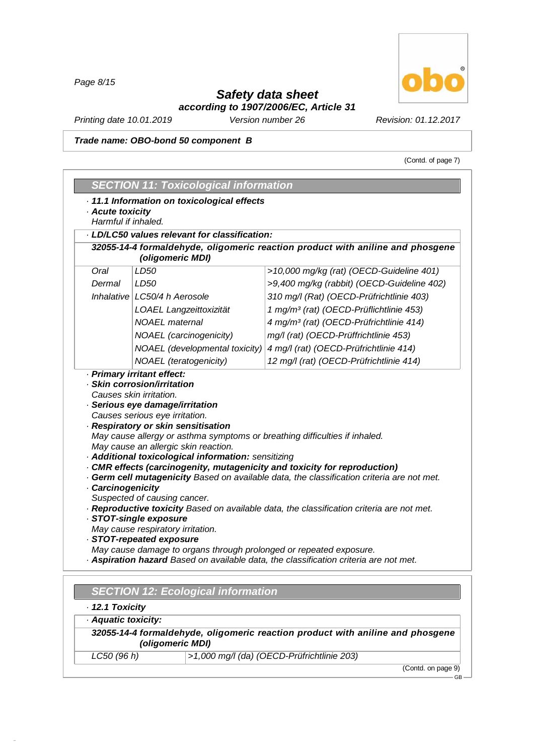**Safety data sheet**
**according to 1907/2006/EC, Article 31**

*Printing date 10.01.2019* *Version number 26* *Revision: 01.12.2017*

**Trade name: OBO-bond 50 component B**

(Contd. of page 7)

## SECTION 11: Toxicological information

· **11.1 Information on toxicological effects**
· **Acute toxicity**
Harmful if inhaled.

· **LD/LC50 values relevant for classification:**

**32055-14-4 formaldehyde, oligomeric reaction product with aniline and phosgene (oligomeric MDI)**

| | | |
|---|---|---|
| Oral | LD50 | >10,000 mg/kg (rat) (OECD-Guideline 401) |
| Dermal | LD50 | >9,400 mg/kg (rabbit) (OECD-Guideline 402) |
| Inhalative | LC50/4 h Aerosole | 310 mg/l (Rat) (OECD-Prüfrichtlinie 403) |
| | LOAEL Langzeittoxizität | 1 mg/m³ (rat) (OECD-Prüflichtlinie 453) |
| | NOAEL maternal | 4 mg/m³ (rat) (OECD-Prüfrichtlinie 414) |
| | NOAEL (carcinogenicity) | mg/l (rat) (OECD-Prüffrichtlinie 453) |
| | NOAEL (developmental toxicity) | 4 mg/l (rat) (OECD-Prüfrichtlinie 414) |
| | NOAEL (teratogenicity) | 12 mg/l (rat) (OECD-Prüfrichtlinie 414) |

· **Primary irritant effect:**
· **Skin corrosion/irritation**
Causes skin irritation.
· **Serious eye damage/irritation**
Causes serious eye irritation.
· **Respiratory or skin sensitisation**
May cause allergy or asthma symptoms or breathing difficulties if inhaled.
May cause an allergic skin reaction.
· **Additional toxicological information:** sensitizing
· **CMR effects (carcinogenity, mutagenicity and toxicity for reproduction)**
· **Germ cell mutagenicity** Based on available data, the classification criteria are not met.
· **Carcinogenicity**
Suspected of causing cancer.
· **Reproductive toxicity** Based on available data, the classification criteria are not met.
· **STOT-single exposure**
May cause respiratory irritation.
· **STOT-repeated exposure**
May cause damage to organs through prolonged or repeated exposure.
· **Aspiration hazard** Based on available data, the classification criteria are not met.

## SECTION 12: Ecological information

· **12.1 Toxicity**

· **Aquatic toxicity:**

**32055-14-4 formaldehyde, oligomeric reaction product with aniline and phosgene (oligomeric MDI)**

| | |
|---|---|
| LC50 (96 h) | >1,000 mg/l (da) (OECD-Prüfrichtlinie 203) |

(Contd. on page 9)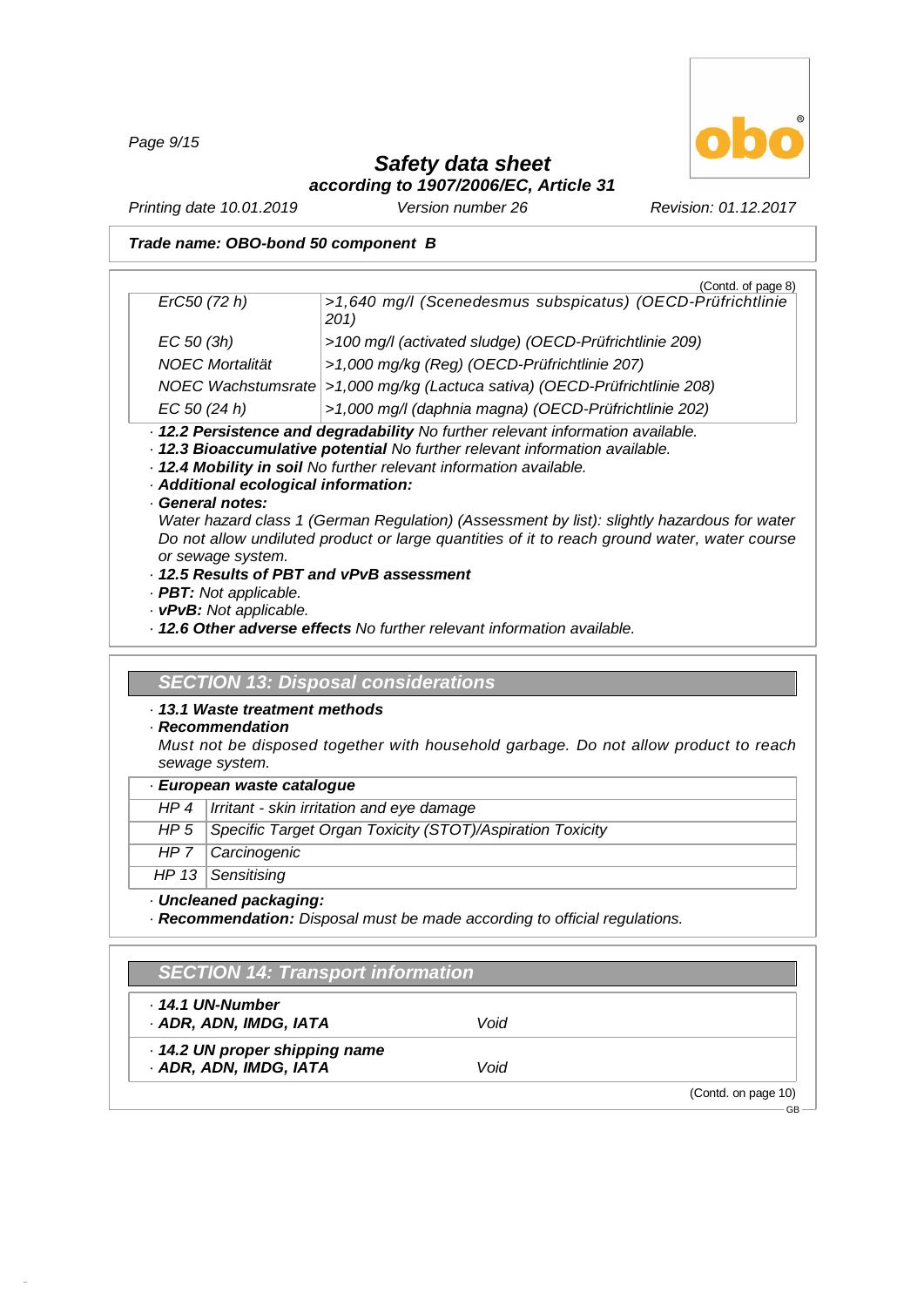**Trade name: OBO-bond 50 component B**

(Contd. of page 8)

| | |
|---|---|
| ErC50 (72 h) | >1,640 mg/l (Scenedesmus subspicatus) (OECD-Prüfrichtlinie 201) |
| EC 50 (3h) | >100 mg/l (activated sludge) (OECD-Prüfrichtlinie 209) |
| NOEC Mortalität | >1,000 mg/kg (Reg) (OECD-Prüfrichtlinie 207) |
| NOEC Wachstumsrate | >1,000 mg/kg (Lactuca sativa) (OECD-Prüfrichtlinie 208) |
| EC 50 (24 h) | >1,000 mg/l (daphnia magna) (OECD-Prüfrichtlinie 202) |

· **12.2 Persistence and degradability** No further relevant information available.
· **12.3 Bioaccumulative potential** No further relevant information available.
· **12.4 Mobility in soil** No further relevant information available.
· **Additional ecological information:**
· **General notes:**
Water hazard class 1 (German Regulation) (Assessment by list): slightly hazardous for water
Do not allow undiluted product or large quantities of it to reach ground water, water course or sewage system.
· **12.5 Results of PBT and vPvB assessment**
· **PBT:** Not applicable.
· **vPvB:** Not applicable.
· **12.6 Other adverse effects** No further relevant information available.

## SECTION 13: Disposal considerations

· **13.1 Waste treatment methods**
· **Recommendation**
Must not be disposed together with household garbage. Do not allow product to reach sewage system.

· **European waste catalogue**

| | |
|---|---|
| HP 4 | Irritant - skin irritation and eye damage |
| HP 5 | Specific Target Organ Toxicity (STOT)/Aspiration Toxicity |
| HP 7 | Carcinogenic |
| HP 13 | Sensitising |

· **Uncleaned packaging:**
· **Recommendation:** Disposal must be made according to official regulations.

## SECTION 14: Transport information

· **14.1 UN-Number**
· **ADR, ADN, IMDG, IATA** Void

· **14.2 UN proper shipping name**
· **ADR, ADN, IMDG, IATA** Void

(Contd. on page 10)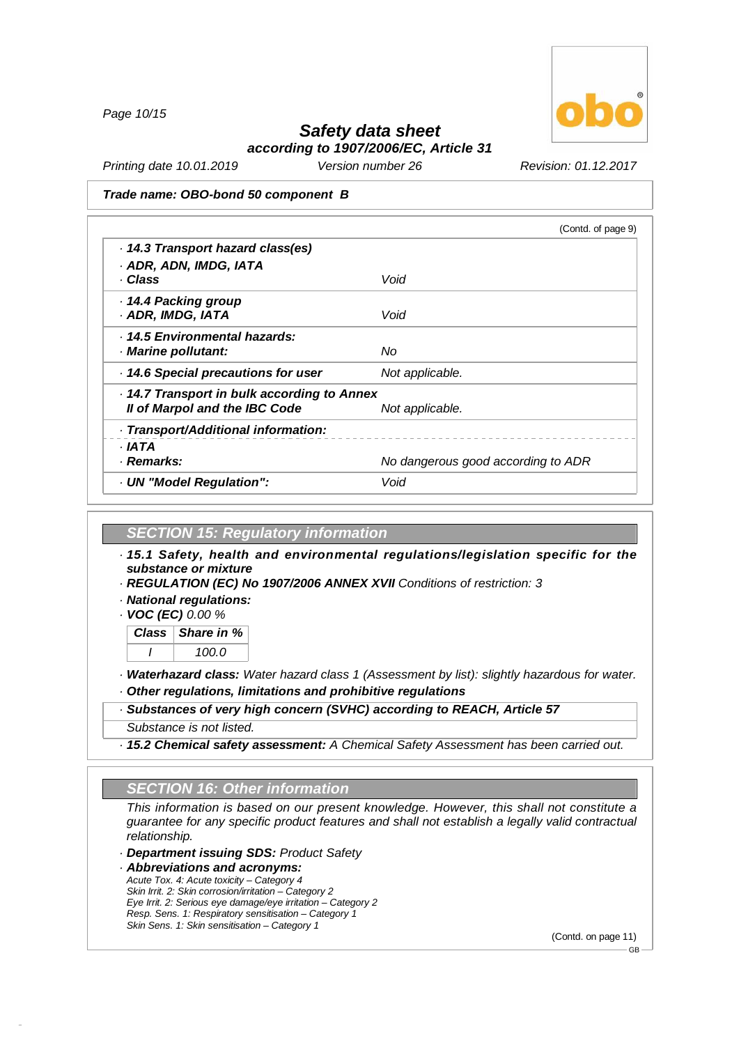**Safety data sheet**
**according to 1907/2006/EC, Article 31**

Printing date 10.01.2019 | Version number 26 | Revision: 01.12.2017

**Trade name: OBO-bond 50 component B**

(Contd. of page 9)

· **14.3 Transport hazard class(es)**

· **ADR, ADN, IMDG, IATA**
· **Class** — Void

· **14.4 Packing group**
· **ADR, IMDG, IATA** — Void

· **14.5 Environmental hazards:**
· **Marine pollutant:** — No

· **14.6 Special precautions for user** — Not applicable.

· **14.7 Transport in bulk according to Annex II of Marpol and the IBC Code** — Not applicable.

· **Transport/Additional information:**

· **IATA**
· **Remarks:** — No dangerous good according to ADR

· **UN "Model Regulation":** — Void

## SECTION 15: Regulatory information

· **15.1 Safety, health and environmental regulations/legislation specific for the substance or mixture**
· **REGULATION (EC) No 1907/2006 ANNEX XVII** Conditions of restriction: 3
· **National regulations:**
· **VOC (EC)** 0.00 %

| Class | Share in % |
|---|---|
| I | 100.0 |

· **Waterhazard class:** Water hazard class 1 (Assessment by list): slightly hazardous for water.
· **Other regulations, limitations and prohibitive regulations**
· **Substances of very high concern (SVHC) according to REACH, Article 57**
Substance is not listed.
· **15.2 Chemical safety assessment:** A Chemical Safety Assessment has been carried out.

## SECTION 16: Other information

This information is based on our present knowledge. However, this shall not constitute a guarantee for any specific product features and shall not establish a legally valid contractual relationship.

· **Department issuing SDS:** Product Safety
· **Abbreviations and acronyms:**
Acute Tox. 4: Acute toxicity – Category 4
Skin Irrit. 2: Skin corrosion/irritation – Category 2
Eye Irrit. 2: Serious eye damage/eye irritation – Category 2
Resp. Sens. 1: Respiratory sensitisation – Category 1
Skin Sens. 1: Skin sensitisation – Category 1

(Contd. on page 11)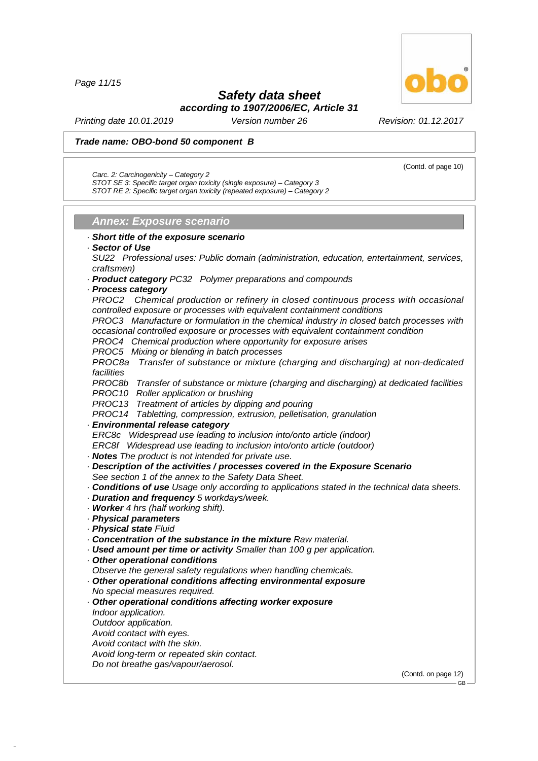**Trade name: OBO-bond 50 component B**

(Contd. of page 10)

*Carc. 2: Carcinogenicity – Category 2*
*STOT SE 3: Specific target organ toxicity (single exposure) – Category 3*
*STOT RE 2: Specific target organ toxicity (repeated exposure) – Category 2*

## Annex: Exposure scenario

· **Short title of the exposure scenario**
· **Sector of Use**
SU22 Professional uses: Public domain (administration, education, entertainment, services, craftsmen)
· **Product category** PC32 Polymer preparations and compounds
· **Process category**
PROC2 Chemical production or refinery in closed continuous process with occasional controlled exposure or processes with equivalent containment conditions
PROC3 Manufacture or formulation in the chemical industry in closed batch processes with occasional controlled exposure or processes with equivalent containment condition
PROC4 Chemical production where opportunity for exposure arises
PROC5 Mixing or blending in batch processes
PROC8a Transfer of substance or mixture (charging and discharging) at non-dedicated facilities
PROC8b Transfer of substance or mixture (charging and discharging) at dedicated facilities
PROC10 Roller application or brushing
PROC13 Treatment of articles by dipping and pouring
PROC14 Tabletting, compression, extrusion, pelletisation, granulation
· **Environmental release category**
ERC8c Widespread use leading to inclusion into/onto article (indoor)
ERC8f Widespread use leading to inclusion into/onto article (outdoor)
· **Notes** The product is not intended for private use.
· **Description of the activities / processes covered in the Exposure Scenario**
See section 1 of the annex to the Safety Data Sheet.
· **Conditions of use** Usage only according to applications stated in the technical data sheets.
· **Duration and frequency** 5 workdays/week.
· **Worker** 4 hrs (half working shift).
· **Physical parameters**
· **Physical state** Fluid
· **Concentration of the substance in the mixture** Raw material.
· **Used amount per time or activity** Smaller than 100 g per application.
· **Other operational conditions**
Observe the general safety regulations when handling chemicals.
· **Other operational conditions affecting environmental exposure**
No special measures required.
· **Other operational conditions affecting worker exposure**
Indoor application.
Outdoor application.
Avoid contact with eyes.
Avoid contact with the skin.
Avoid long-term or repeated skin contact.
Do not breathe gas/vapour/aerosol.

(Contd. on page 12)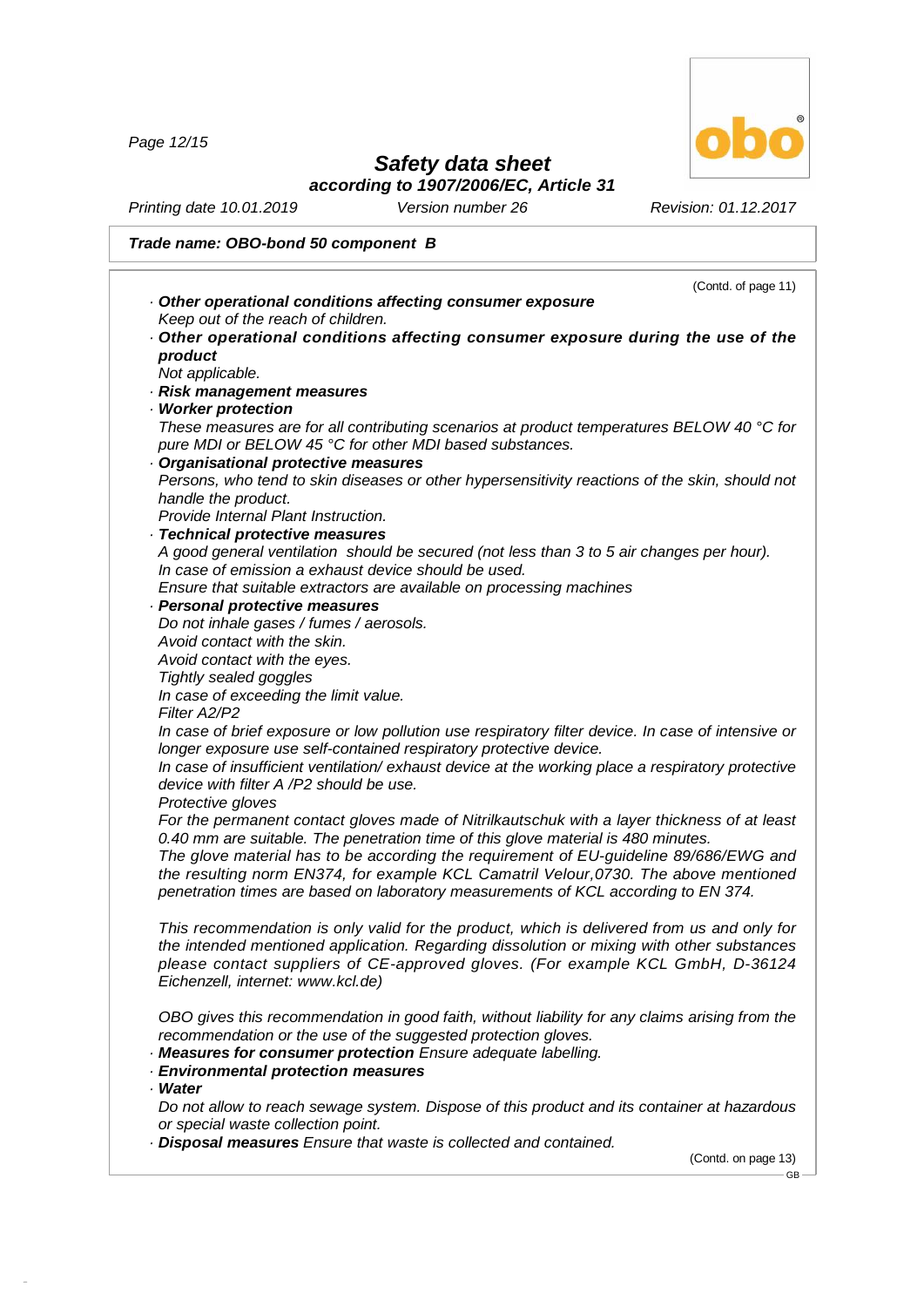**Trade name: OBO-bond 50 component B**

(Contd. of page 11)

· **Other operational conditions affecting consumer exposure**
*Keep out of the reach of children.*

· **Other operational conditions affecting consumer exposure during the use of the product**
*Not applicable.*

· **Risk management measures**

· **Worker protection**
*These measures are for all contributing scenarios at product temperatures BELOW 40 °C for pure MDI or BELOW 45 °C for other MDI based substances.*

· **Organisational protective measures**
*Persons, who tend to skin diseases or other hypersensitivity reactions of the skin, should not handle the product.*
*Provide Internal Plant Instruction.*

· **Technical protective measures**
*A good general ventilation should be secured (not less than 3 to 5 air changes per hour).*
*In case of emission a exhaust device should be used.*
*Ensure that suitable extractors are available on processing machines*

· **Personal protective measures**
*Do not inhale gases / fumes / aerosols.*
*Avoid contact with the skin.*
*Avoid contact with the eyes.*
*Tightly sealed goggles*
*In case of exceeding the limit value.*
*Filter A2/P2*
*In case of brief exposure or low pollution use respiratory filter device. In case of intensive or longer exposure use self-contained respiratory protective device.*
*In case of insufficient ventilation/ exhaust device at the working place a respiratory protective device with filter A /P2 should be use.*
*Protective gloves*
*For the permanent contact gloves made of Nitrilkautschuk with a layer thickness of at least 0.40 mm are suitable. The penetration time of this glove material is 480 minutes.*
*The glove material has to be according the requirement of EU-guideline 89/686/EWG and the resulting norm EN374, for example KCL Camatril Velour,0730. The above mentioned penetration times are based on laboratory measurements of KCL according to EN 374.*

*This recommendation is only valid for the product, which is delivered from us and only for the intended mentioned application. Regarding dissolution or mixing with other substances please contact suppliers of CE-approved gloves. (For example KCL GmbH, D-36124 Eichenzell, internet: www.kcl.de)*

*OBO gives this recommendation in good faith, without liability for any claims arising from the recommendation or the use of the suggested protection gloves.*

· **Measures for consumer protection** *Ensure adequate labelling.*

· **Environmental protection measures**

· **Water**
*Do not allow to reach sewage system. Dispose of this product and its container at hazardous or special waste collection point.*

· **Disposal measures** *Ensure that waste is collected and contained.*

(Contd. on page 13)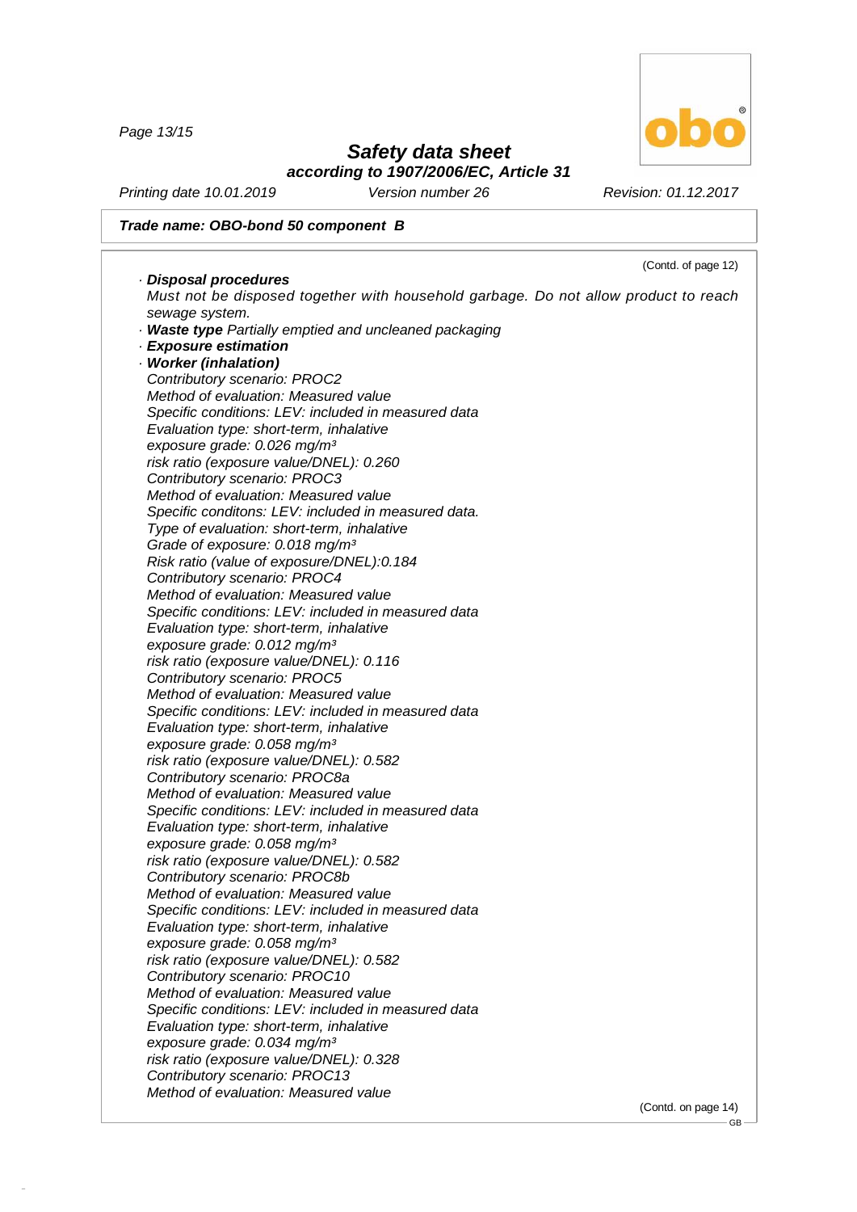**Trade name: OBO-bond 50 component B**

(Contd. of page 12)

· **Disposal procedures**
Must not be disposed together with household garbage. Do not allow product to reach sewage system.

· **Waste type** Partially emptied and uncleaned packaging

· **Exposure estimation**

· **Worker (inhalation)**

Contributory scenario: PROC2
Method of evaluation: Measured value
Specific conditions: LEV: included in measured data
Evaluation type: short-term, inhalative
exposure grade: 0.026 mg/m³
risk ratio (exposure value/DNEL): 0.260

Contributory scenario: PROC3
Method of evaluation: Measured value
Specific conditons: LEV: included in measured data.
Type of evaluation: short-term, inhalative
Grade of exposure: 0.018 mg/m³
Risk ratio (value of exposure/DNEL):0.184

Contributory scenario: PROC4
Method of evaluation: Measured value
Specific conditions: LEV: included in measured data
Evaluation type: short-term, inhalative
exposure grade: 0.012 mg/m³
risk ratio (exposure value/DNEL): 0.116

Contributory scenario: PROC5
Method of evaluation: Measured value
Specific conditions: LEV: included in measured data
Evaluation type: short-term, inhalative
exposure grade: 0.058 mg/m³
risk ratio (exposure value/DNEL): 0.582

Contributory scenario: PROC8a
Method of evaluation: Measured value
Specific conditions: LEV: included in measured data
Evaluation type: short-term, inhalative
exposure grade: 0.058 mg/m³
risk ratio (exposure value/DNEL): 0.582

Contributory scenario: PROC8b
Method of evaluation: Measured value
Specific conditions: LEV: included in measured data
Evaluation type: short-term, inhalative
exposure grade: 0.058 mg/m³
risk ratio (exposure value/DNEL): 0.582

Contributory scenario: PROC10
Method of evaluation: Measured value
Specific conditions: LEV: included in measured data
Evaluation type: short-term, inhalative
exposure grade: 0.034 mg/m³
risk ratio (exposure value/DNEL): 0.328

Contributory scenario: PROC13
Method of evaluation: Measured value

(Contd. on page 14)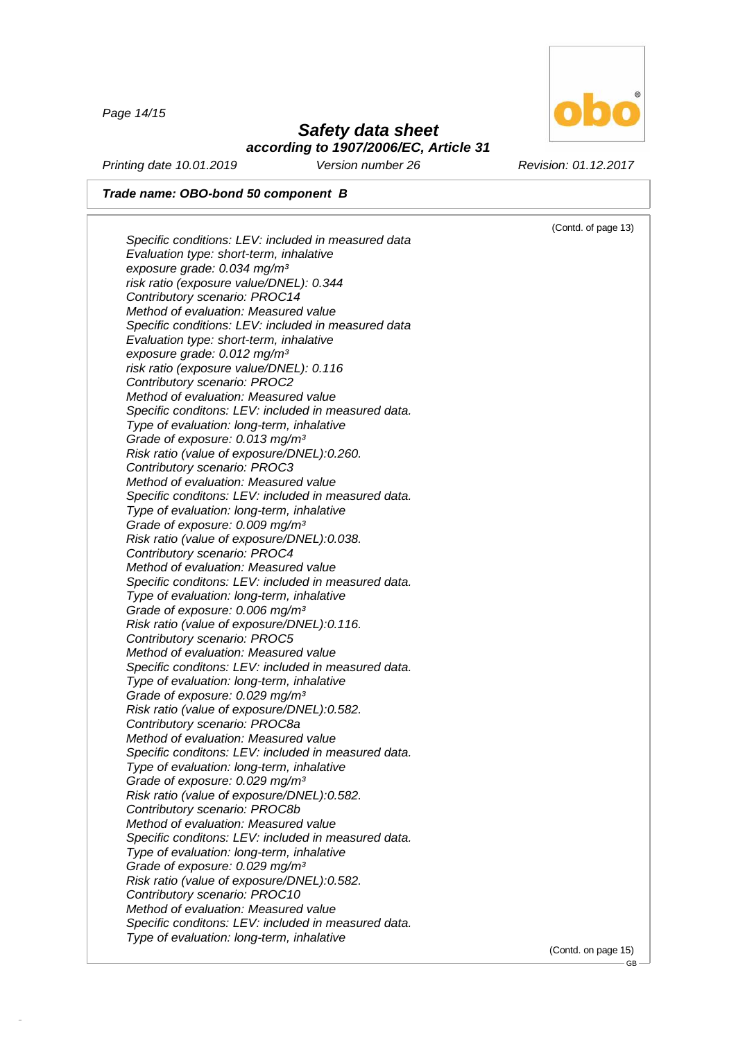**Trade name: OBO-bond 50 component B**

(Contd. of page 13)

*Specific conditions: LEV: included in measured data*
*Evaluation type: short-term, inhalative*
*exposure grade: 0.034 mg/m³*
*risk ratio (exposure value/DNEL): 0.344*
*Contributory scenario: PROC14*
*Method of evaluation: Measured value*
*Specific conditions: LEV: included in measured data*
*Evaluation type: short-term, inhalative*
*exposure grade: 0.012 mg/m³*
*risk ratio (exposure value/DNEL): 0.116*
*Contributory scenario: PROC2*
*Method of evaluation: Measured value*
*Specific conditons: LEV: included in measured data.*
*Type of evaluation: long-term, inhalative*
*Grade of exposure: 0.013 mg/m³*
*Risk ratio (value of exposure/DNEL):0.260.*
*Contributory scenario: PROC3*
*Method of evaluation: Measured value*
*Specific conditons: LEV: included in measured data.*
*Type of evaluation: long-term, inhalative*
*Grade of exposure: 0.009 mg/m³*
*Risk ratio (value of exposure/DNEL):0.038.*
*Contributory scenario: PROC4*
*Method of evaluation: Measured value*
*Specific conditons: LEV: included in measured data.*
*Type of evaluation: long-term, inhalative*
*Grade of exposure: 0.006 mg/m³*
*Risk ratio (value of exposure/DNEL):0.116.*
*Contributory scenario: PROC5*
*Method of evaluation: Measured value*
*Specific conditons: LEV: included in measured data.*
*Type of evaluation: long-term, inhalative*
*Grade of exposure: 0.029 mg/m³*
*Risk ratio (value of exposure/DNEL):0.582.*
*Contributory scenario: PROC8a*
*Method of evaluation: Measured value*
*Specific conditons: LEV: included in measured data.*
*Type of evaluation: long-term, inhalative*
*Grade of exposure: 0.029 mg/m³*
*Risk ratio (value of exposure/DNEL):0.582.*
*Contributory scenario: PROC8b*
*Method of evaluation: Measured value*
*Specific conditons: LEV: included in measured data.*
*Type of evaluation: long-term, inhalative*
*Grade of exposure: 0.029 mg/m³*
*Risk ratio (value of exposure/DNEL):0.582.*
*Contributory scenario: PROC10*
*Method of evaluation: Measured value*
*Specific conditons: LEV: included in measured data.*
*Type of evaluation: long-term, inhalative*

(Contd. on page 15)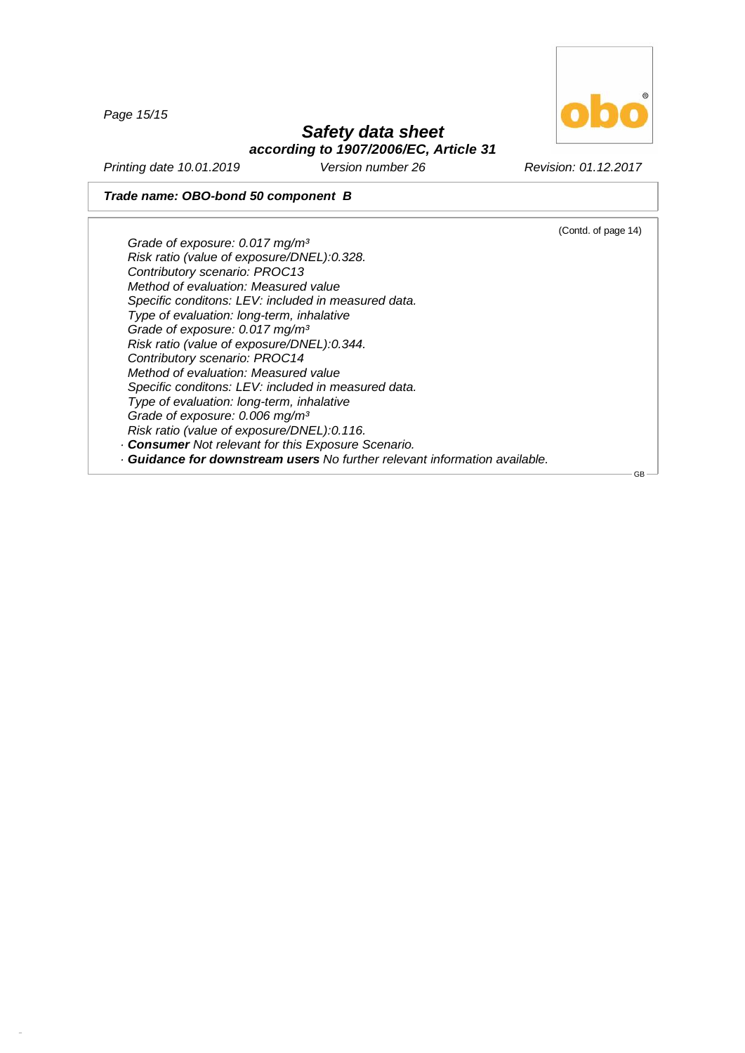Grade of exposure: 0.017 mg/m³
Risk ratio (value of exposure/DNEL):0.328.
Contributory scenario: PROC13
Method of evaluation: Measured value
Specific conditons: LEV: included in measured data.
Type of evaluation: long-term, inhalative
Grade of exposure: 0.017 mg/m³
Risk ratio (value of exposure/DNEL):0.344.
Contributory scenario: PROC14
Method of evaluation: Measured value
Specific conditons: LEV: included in measured data.
Type of evaluation: long-term, inhalative
Grade of exposure: 0.006 mg/m³
Risk ratio (value of exposure/DNEL):0.116.

· **Consumer** Not relevant for this Exposure Scenario.
· **Guidance for downstream users** No further relevant information available.